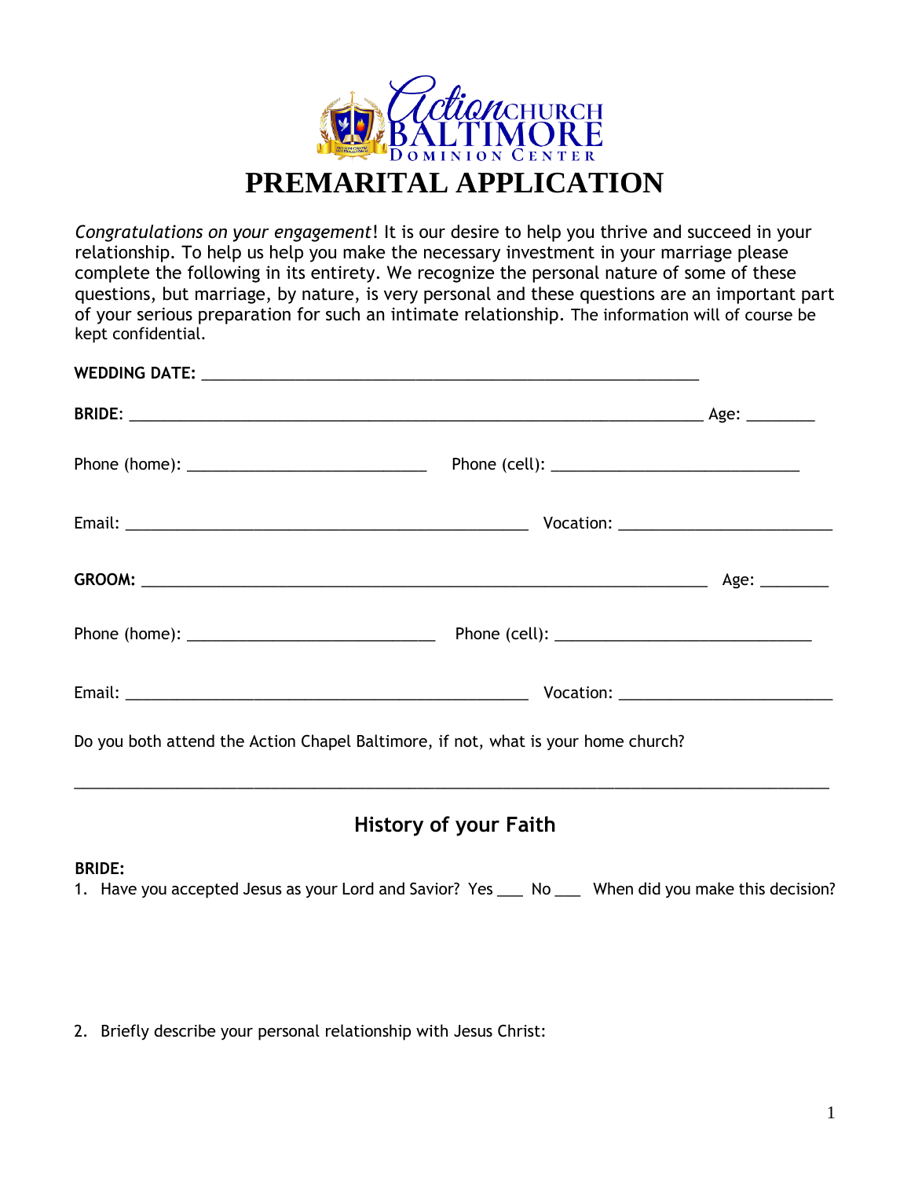Action CHURCH BALTIMORE Dominion Center

# PREMARITAL APPLICATION

*Congratulations on your engagement*! It is our desire to help you thrive and succeed in your relationship. To help us help you make the necessary investment in your marriage please complete the following in its entirety. We recognize the personal nature of some of these questions, but marriage, by nature, is very personal and these questions are an important part of your serious preparation for such an intimate relationship. The information will of course be kept confidential.

**WEDDING DATE:** ___________________________________________________________

**BRIDE**: _____________________________________________________________________ Age: ________

Phone (home): ____________________________ Phone (cell): _____________________________

Email: _______________________________________________ Vocation: _________________________

**GROOM:** ___________________________________________________________________ Age: ________

Phone (home): _____________________________ Phone (cell): ______________________________

Email: _______________________________________________ Vocation: _________________________

Do you both attend the Action Chapel Baltimore, if not, what is your home church?

_________________________________________________________________________________________

## History of your Faith

**BRIDE:**

1. Have you accepted Jesus as your Lord and Savior? Yes ___ No ___ When did you make this decision?

2. Briefly describe your personal relationship with Jesus Christ: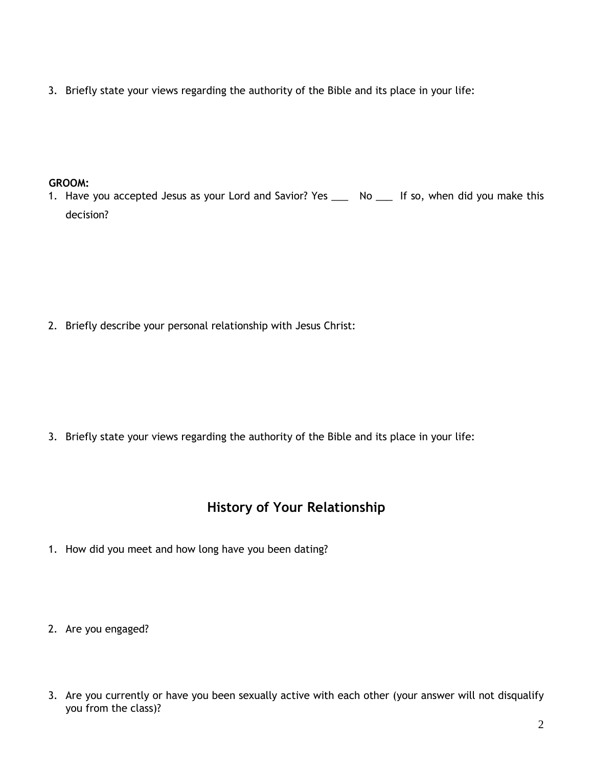3. Briefly state your views regarding the authority of the Bible and its place in your life:

**GROOM:**

1. Have you accepted Jesus as your Lord and Savior? Yes ___ No ___ If so, when did you make this decision?

2. Briefly describe your personal relationship with Jesus Christ:

3. Briefly state your views regarding the authority of the Bible and its place in your life:

## History of Your Relationship

1. How did you meet and how long have you been dating?

2. Are you engaged?

3. Are you currently or have you been sexually active with each other (your answer will not disqualify you from the class)?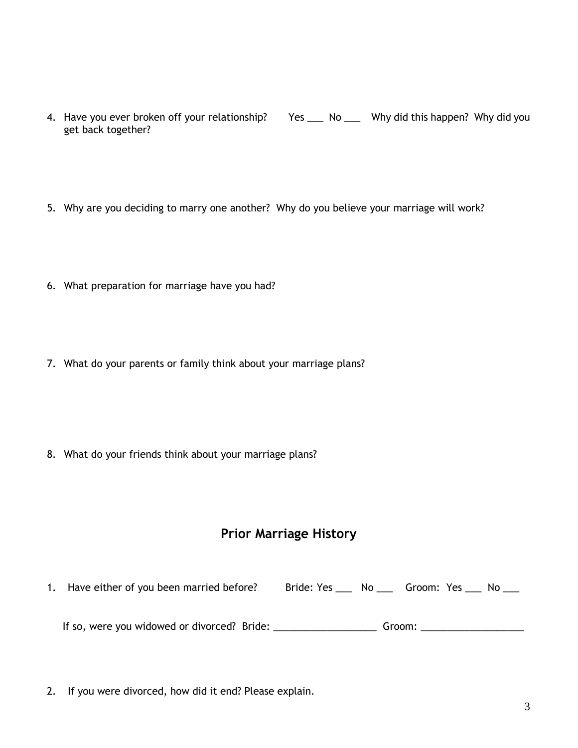4. Have you ever broken off your relationship? Yes ___ No ___ Why did this happen? Why did you get back together?

5. Why are you deciding to marry one another? Why do you believe your marriage will work?

6. What preparation for marriage have you had?

7. What do your parents or family think about your marriage plans?

8. What do your friends think about your marriage plans?

## Prior Marriage History

1. Have either of you been married before? Bride: Yes ___ No ___ Groom: Yes ___ No ___

   If so, were you widowed or divorced? Bride: ___________________ Groom: ___________________

2. If you were divorced, how did it end? Please explain.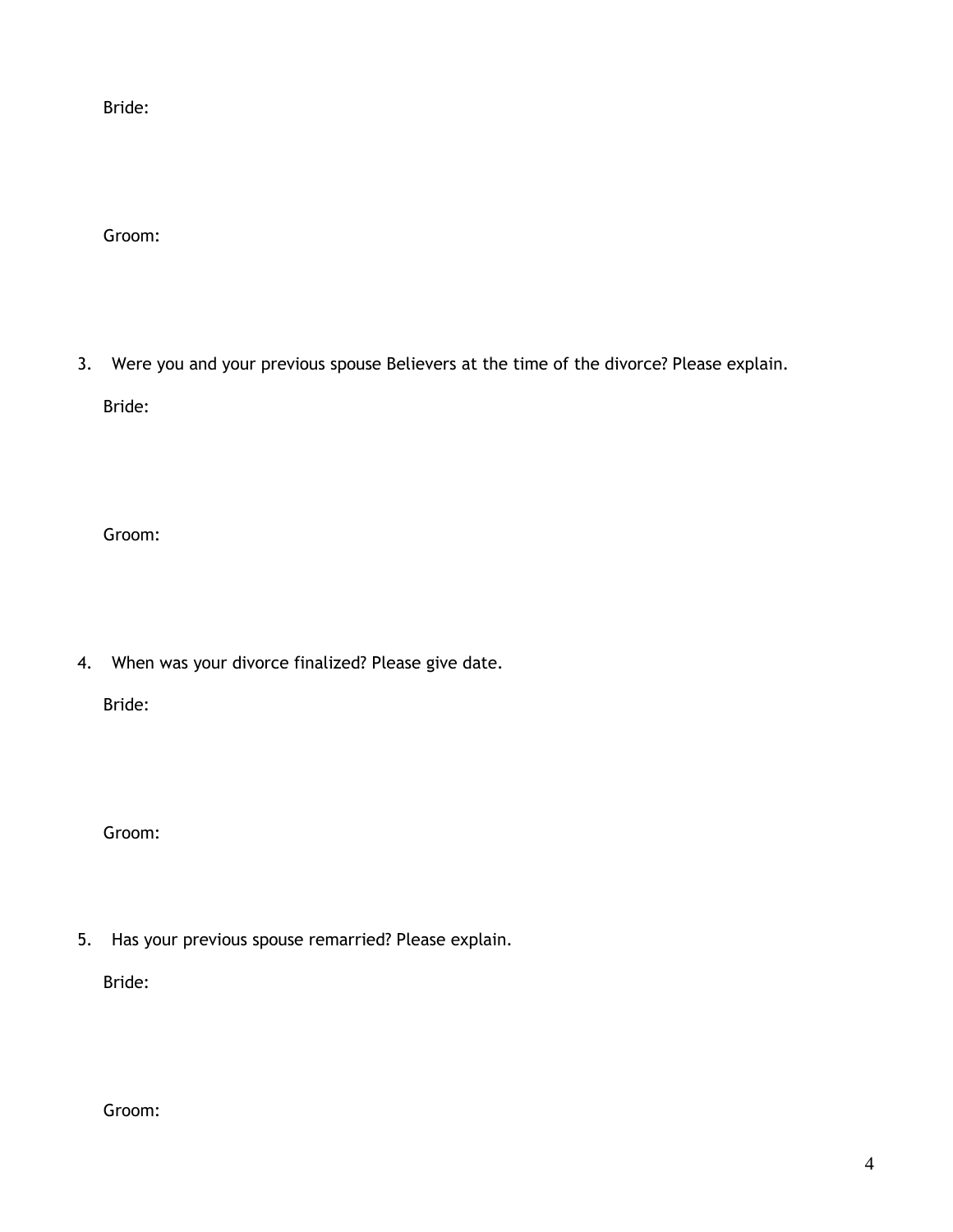Bride:

Groom:

3. Were you and your previous spouse Believers at the time of the divorce? Please explain.

   Bride:

   Groom:

4. When was your divorce finalized? Please give date.

   Bride:

   Groom:

5. Has your previous spouse remarried? Please explain.

   Bride:

   Groom: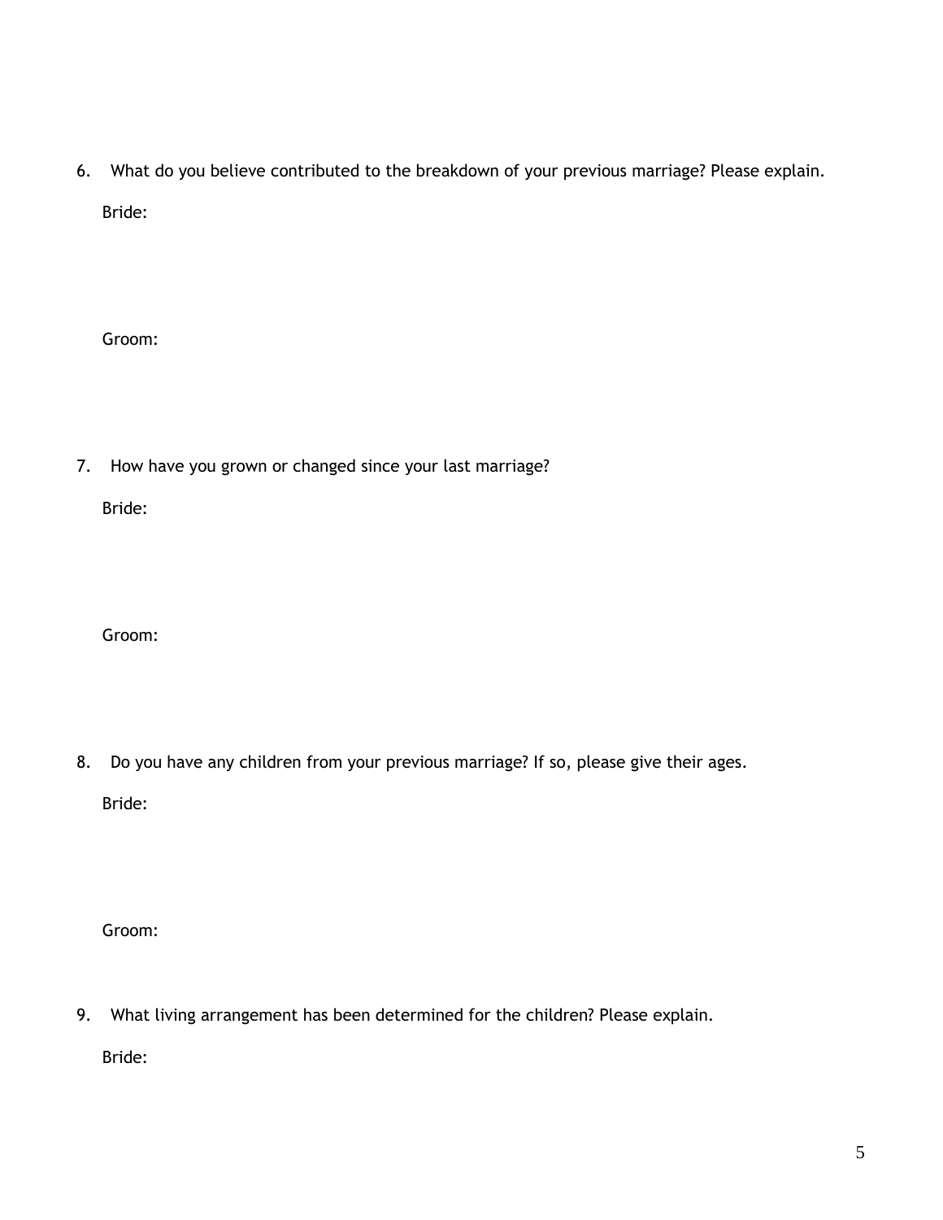6. What do you believe contributed to the breakdown of your previous marriage? Please explain.

   Bride:

   Groom:

7. How have you grown or changed since your last marriage?

   Bride:

   Groom:

8. Do you have any children from your previous marriage? If so, please give their ages.

   Bride:

   Groom:

9. What living arrangement has been determined for the children? Please explain.

   Bride: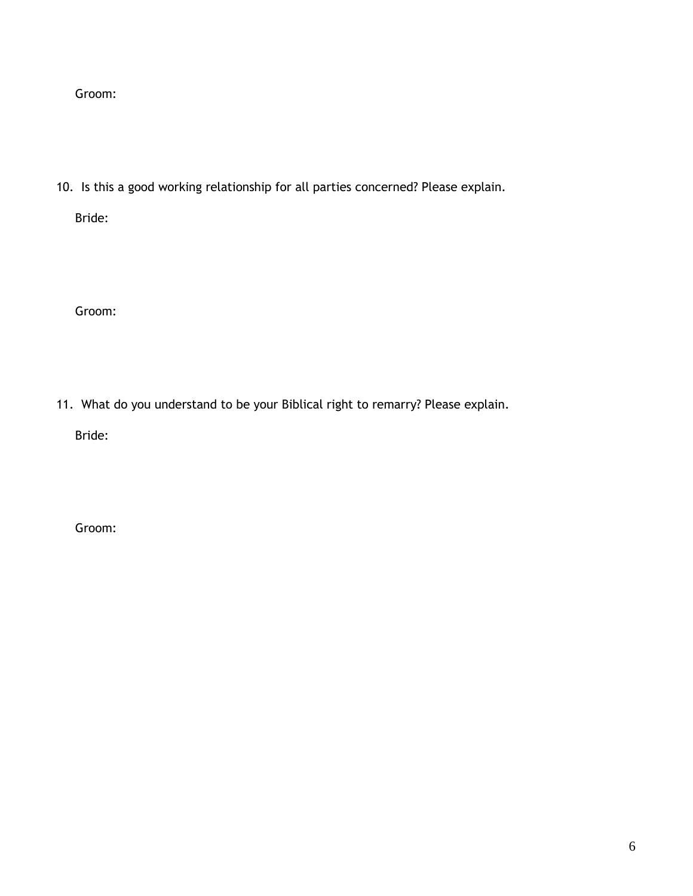Groom:

10. Is this a good working relationship for all parties concerned? Please explain.

    Bride:

    Groom:

11. What do you understand to be your Biblical right to remarry? Please explain.

    Bride:

    Groom: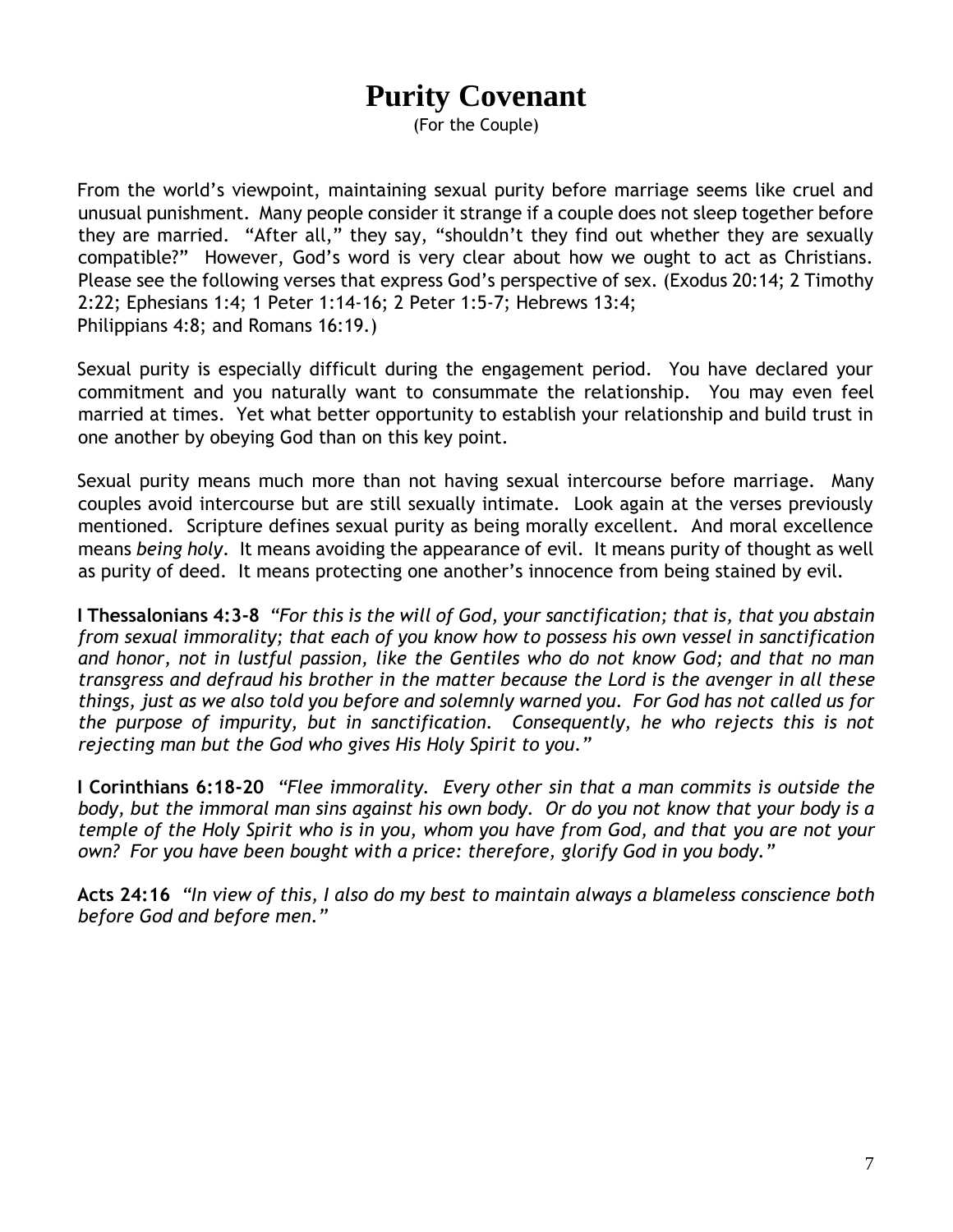# Purity Covenant

(For the Couple)

From the world's viewpoint, maintaining sexual purity before marriage seems like cruel and unusual punishment. Many people consider it strange if a couple does not sleep together before they are married. "After all," they say, "shouldn't they find out whether they are sexually compatible?" However, God's word is very clear about how we ought to act as Christians. Please see the following verses that express God's perspective of sex. (Exodus 20:14; 2 Timothy 2:22; Ephesians 1:4; 1 Peter 1:14-16; 2 Peter 1:5-7; Hebrews 13:4; Philippians 4:8; and Romans 16:19.)

Sexual purity is especially difficult during the engagement period. You have declared your commitment and you naturally want to consummate the relationship. You may even feel married at times. Yet what better opportunity to establish your relationship and build trust in one another by obeying God than on this key point.

Sexual purity means much more than not having sexual intercourse before marriage. Many couples avoid intercourse but are still sexually intimate. Look again at the verses previously mentioned. Scripture defines sexual purity as being morally excellent. And moral excellence means *being holy*. It means avoiding the appearance of evil. It means purity of thought as well as purity of deed. It means protecting one another's innocence from being stained by evil.

**I Thessalonians 4:3-8** *"For this is the will of God, your sanctification; that is, that you abstain from sexual immorality; that each of you know how to possess his own vessel in sanctification and honor, not in lustful passion, like the Gentiles who do not know God; and that no man transgress and defraud his brother in the matter because the Lord is the avenger in all these things, just as we also told you before and solemnly warned you. For God has not called us for the purpose of impurity, but in sanctification. Consequently, he who rejects this is not rejecting man but the God who gives His Holy Spirit to you."*

**I Corinthians 6:18-20** *"Flee immorality. Every other sin that a man commits is outside the body, but the immoral man sins against his own body. Or do you not know that your body is a temple of the Holy Spirit who is in you, whom you have from God, and that you are not your own? For you have been bought with a price: therefore, glorify God in you body."*

**Acts 24:16** *"In view of this, I also do my best to maintain always a blameless conscience both before God and before men."*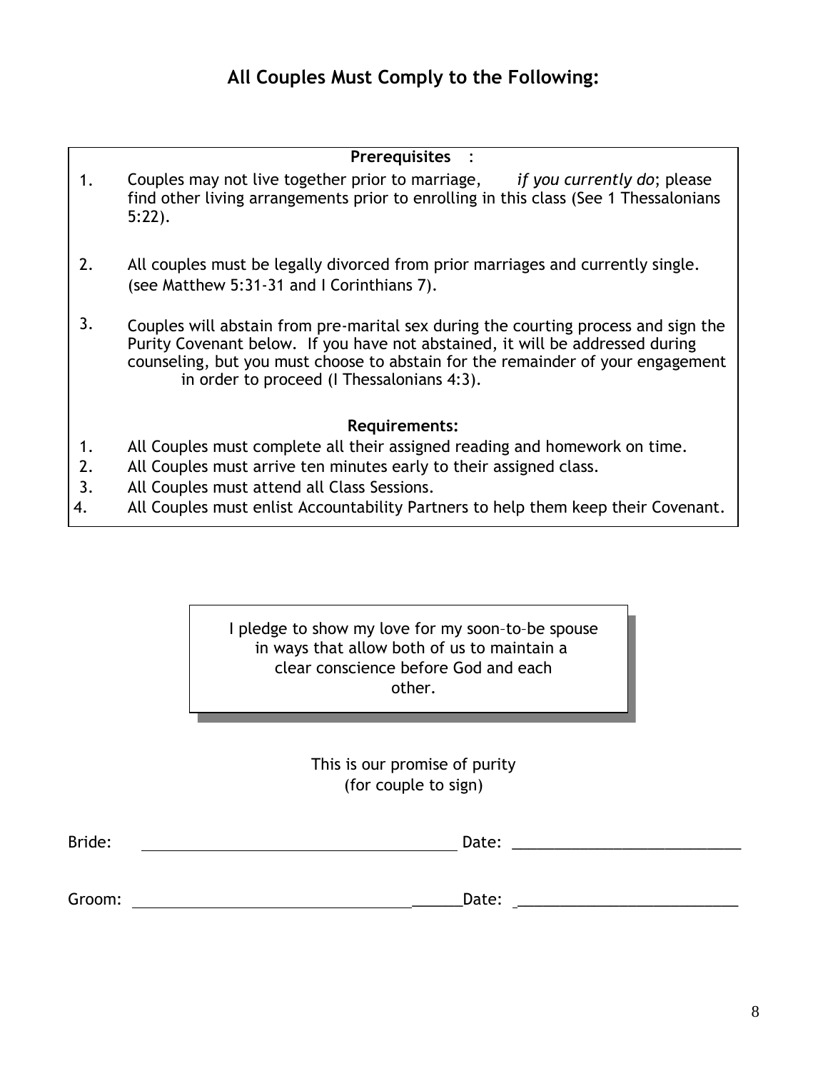## All Couples Must Comply to the Following:

**Prerequisites** :

1. Couples may not live together prior to marriage, *if you currently do*; please find other living arrangements prior to enrolling in this class (See 1 Thessalonians 5:22).

2. All couples must be legally divorced from prior marriages and currently single. (see Matthew 5:31-31 and I Corinthians 7).

3. Couples will abstain from pre-marital sex during the courting process and sign the Purity Covenant below. If you have not abstained, it will be addressed during counseling, but you must choose to abstain for the remainder of your engagement in order to proceed (I Thessalonians 4:3).

**Requirements:**

1. All Couples must complete all their assigned reading and homework on time.
2. All Couples must arrive ten minutes early to their assigned class.
3. All Couples must attend all Class Sessions.
4. All Couples must enlist Accountability Partners to help them keep their Covenant.

I pledge to show my love for my soon–to–be spouse in ways that allow both of us to maintain a clear conscience before God and each other.

This is our promise of purity
(for couple to sign)

Bride: ______________________________ Date: ______________________

Groom: ______________________________ Date: ______________________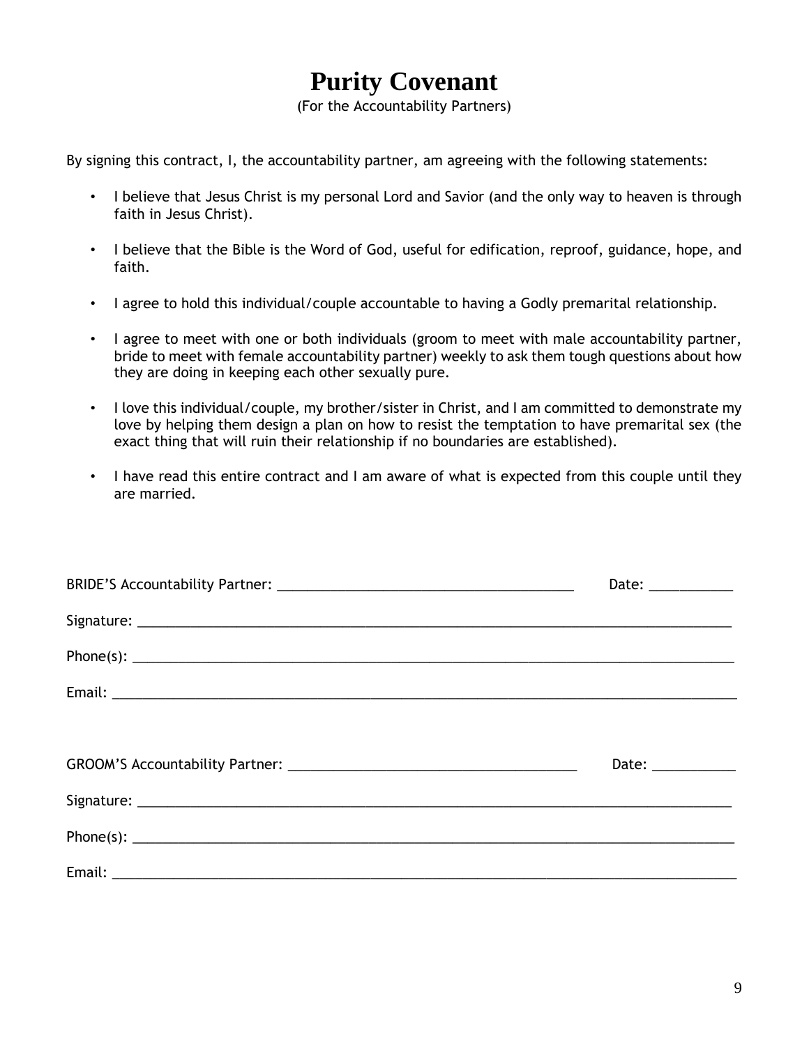# Purity Covenant

(For the Accountability Partners)

By signing this contract, I, the accountability partner, am agreeing with the following statements:

- I believe that Jesus Christ is my personal Lord and Savior (and the only way to heaven is through faith in Jesus Christ).
- I believe that the Bible is the Word of God, useful for edification, reproof, guidance, hope, and faith.
- I agree to hold this individual/couple accountable to having a Godly premarital relationship.
- I agree to meet with one or both individuals (groom to meet with male accountability partner, bride to meet with female accountability partner) weekly to ask them tough questions about how they are doing in keeping each other sexually pure.
- I love this individual/couple, my brother/sister in Christ, and I am committed to demonstrate my love by helping them design a plan on how to resist the temptation to have premarital sex (the exact thing that will ruin their relationship if no boundaries are established).
- I have read this entire contract and I am aware of what is expected from this couple until they are married.

BRIDE'S Accountability Partner: ________________________________________ Date: ___________

Signature: ________________________________________________________________________________

Phone(s): ________________________________________________________________________________

Email: ___________________________________________________________________________________

GROOM'S Accountability Partner: _______________________________________ Date: ___________

Signature: ________________________________________________________________________________

Phone(s): ________________________________________________________________________________

Email: ___________________________________________________________________________________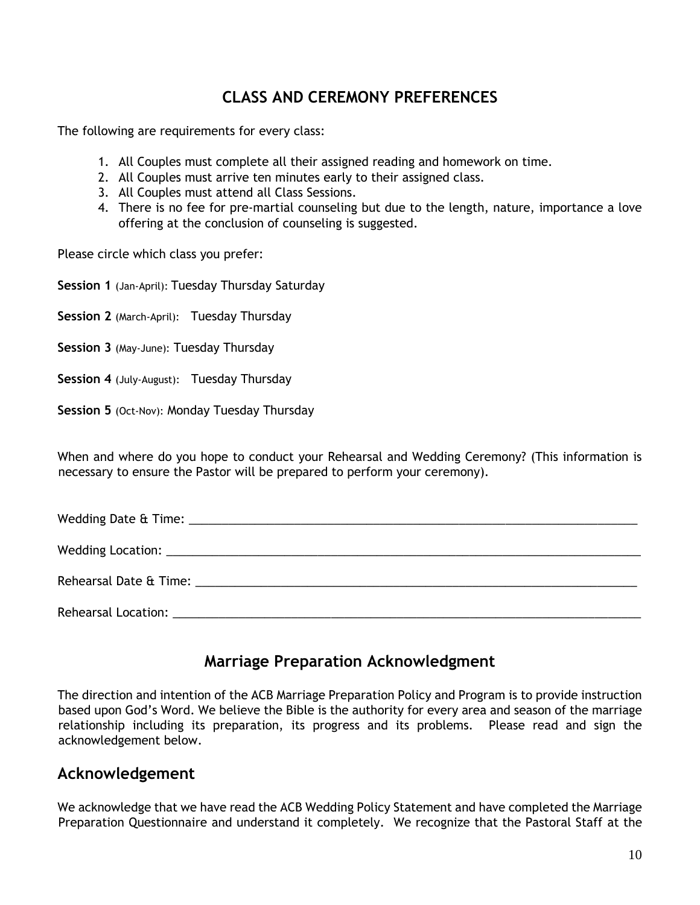## CLASS AND CEREMONY PREFERENCES

The following are requirements for every class:

1. All Couples must complete all their assigned reading and homework on time.
2. All Couples must arrive ten minutes early to their assigned class.
3. All Couples must attend all Class Sessions.
4. There is no fee for pre-martial counseling but due to the length, nature, importance a love offering at the conclusion of counseling is suggested.

Please circle which class you prefer:

**Session 1** (Jan-April): Tuesday Thursday Saturday

**Session 2** (March-April): Tuesday Thursday

**Session 3** (May-June): Tuesday Thursday

**Session 4** (July-August): Tuesday Thursday

**Session 5** (Oct-Nov): Monday Tuesday Thursday

When and where do you hope to conduct your Rehearsal and Wedding Ceremony? (This information is necessary to ensure the Pastor will be prepared to perform your ceremony).

Wedding Date & Time: ______________________________________________________________________

Wedding Location: _________________________________________________________________________

Rehearsal Date & Time: ____________________________________________________________________

Rehearsal Location: _______________________________________________________________________

## Marriage Preparation Acknowledgment

The direction and intention of the ACB Marriage Preparation Policy and Program is to provide instruction based upon God's Word. We believe the Bible is the authority for every area and season of the marriage relationship including its preparation, its progress and its problems. Please read and sign the acknowledgement below.

## Acknowledgement

We acknowledge that we have read the ACB Wedding Policy Statement and have completed the Marriage Preparation Questionnaire and understand it completely. We recognize that the Pastoral Staff at the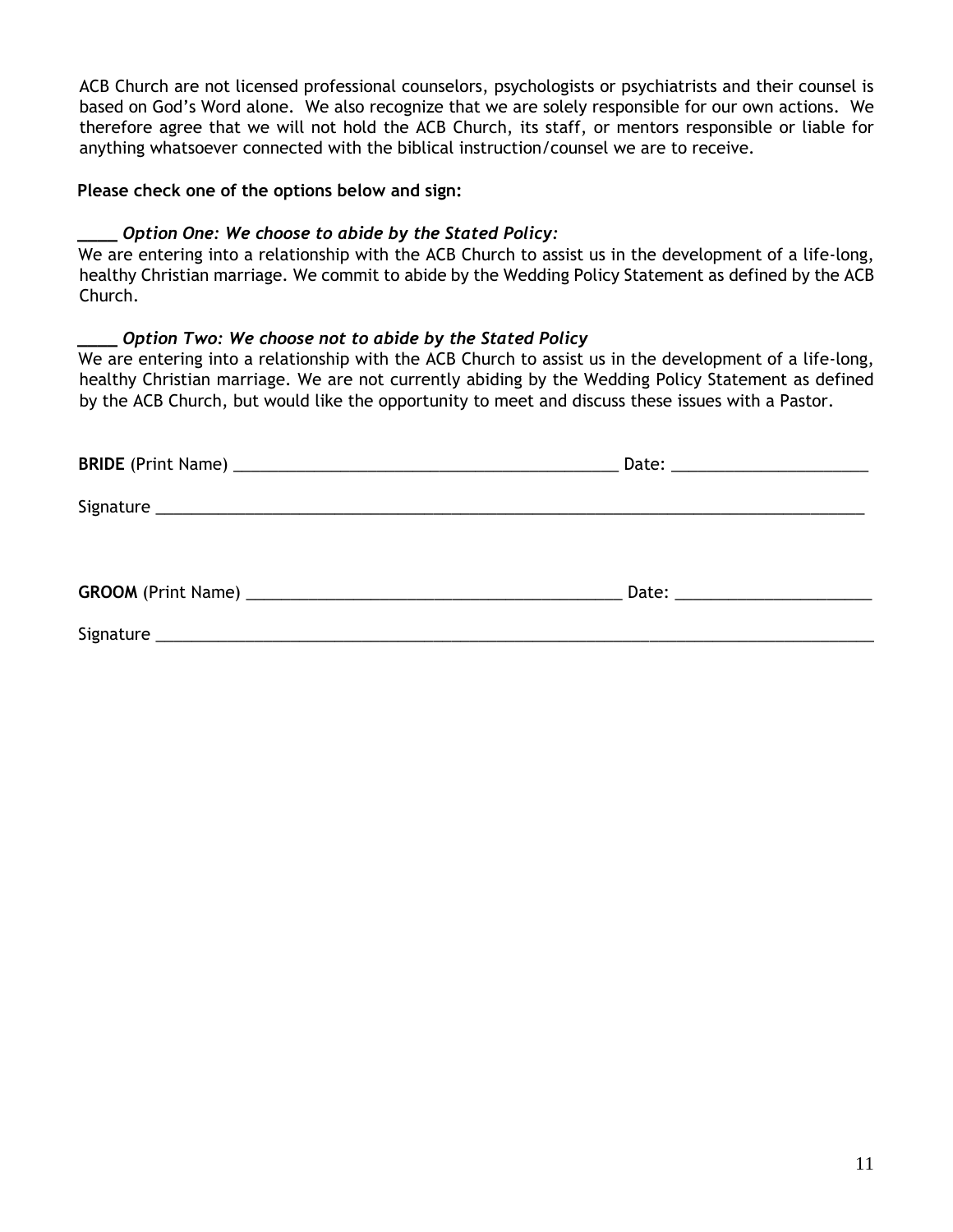ACB Church are not licensed professional counselors, psychologists or psychiatrists and their counsel is based on God's Word alone. We also recognize that we are solely responsible for our own actions. We therefore agree that we will not hold the ACB Church, its staff, or mentors responsible or liable for anything whatsoever connected with the biblical instruction/counsel we are to receive.

**Please check one of the options below and sign:**

**____ *Option One: We choose to abide by the Stated Policy:***
We are entering into a relationship with the ACB Church to assist us in the development of a life-long, healthy Christian marriage. We commit to abide by the Wedding Policy Statement as defined by the ACB Church.

**____ *Option Two: We choose not to abide by the Stated Policy***
We are entering into a relationship with the ACB Church to assist us in the development of a life-long, healthy Christian marriage. We are not currently abiding by the Wedding Policy Statement as defined by the ACB Church, but would like the opportunity to meet and discuss these issues with a Pastor.

**BRIDE** (Print Name) _______________________________________ Date: ____________________

Signature ________________________________________________________________________

**GROOM** (Print Name) ______________________________________ Date: ____________________

Signature ________________________________________________________________________